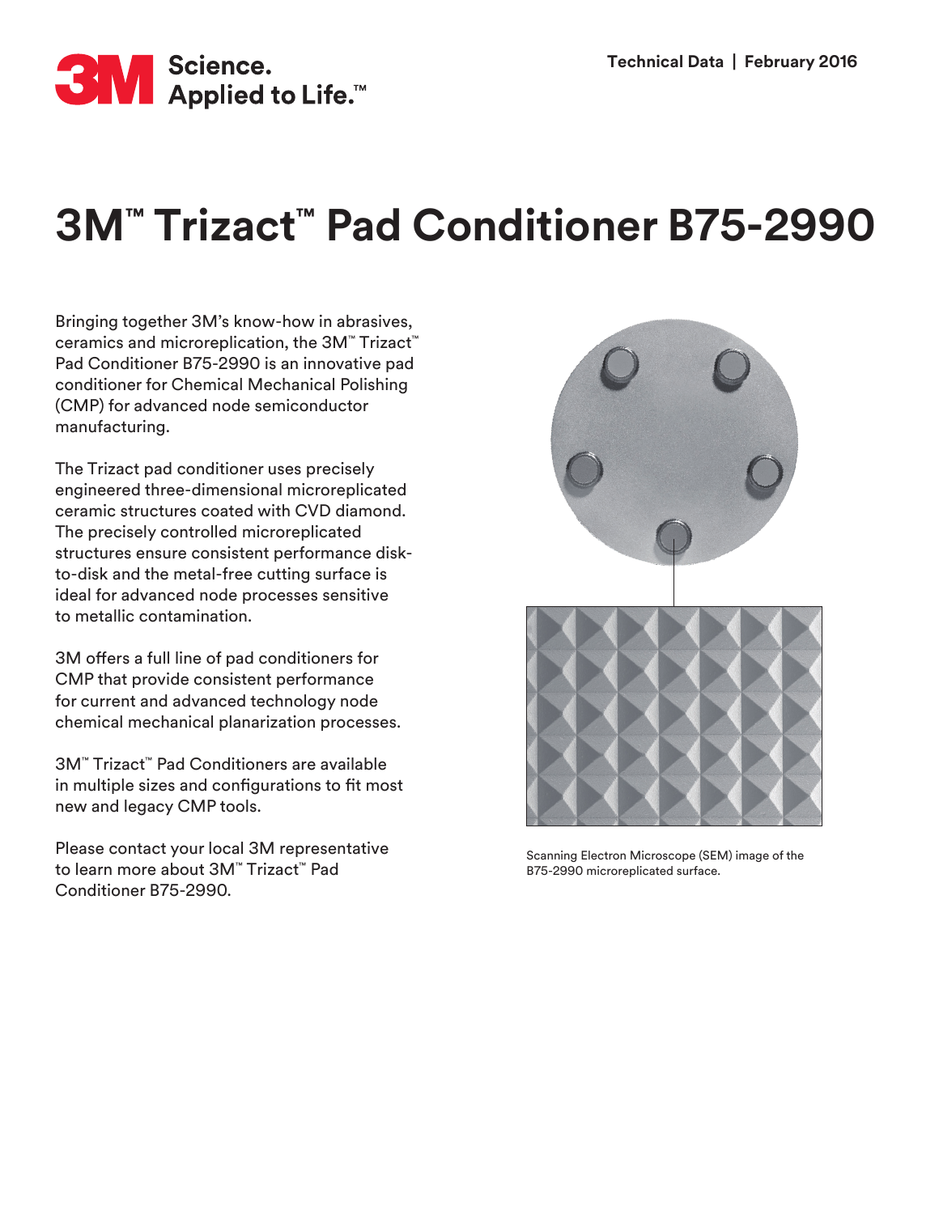Technical Data | February 2016

# 3M™ Trizact™ Pad Conditioner B75-2990

Bringing together 3M's know-how in abrasives, ceramics and microreplication, the 3M™ Trizact™ Pad Conditioner B75-2990 is an innovative pad conditioner for Chemical Mechanical Polishing (CMP) for advanced node semiconductor manufacturing.

The Trizact pad conditioner uses precisely engineered three-dimensional microreplicated ceramic structures coated with CVD diamond. The precisely controlled microreplicated structures ensure consistent performance disk-to-disk and the metal-free cutting surface is ideal for advanced node processes sensitive to metallic contamination.

3M offers a full line of pad conditioners for CMP that provide consistent performance for current and advanced technology node chemical mechanical planarization processes.

3M™ Trizact™ Pad Conditioners are available in multiple sizes and configurations to fit most new and legacy CMP tools.

Please contact your local 3M representative to learn more about 3M™ Trizact™ Pad Conditioner B75-2990.

Scanning Electron Microscope (SEM) image of the B75-2990 microreplicated surface.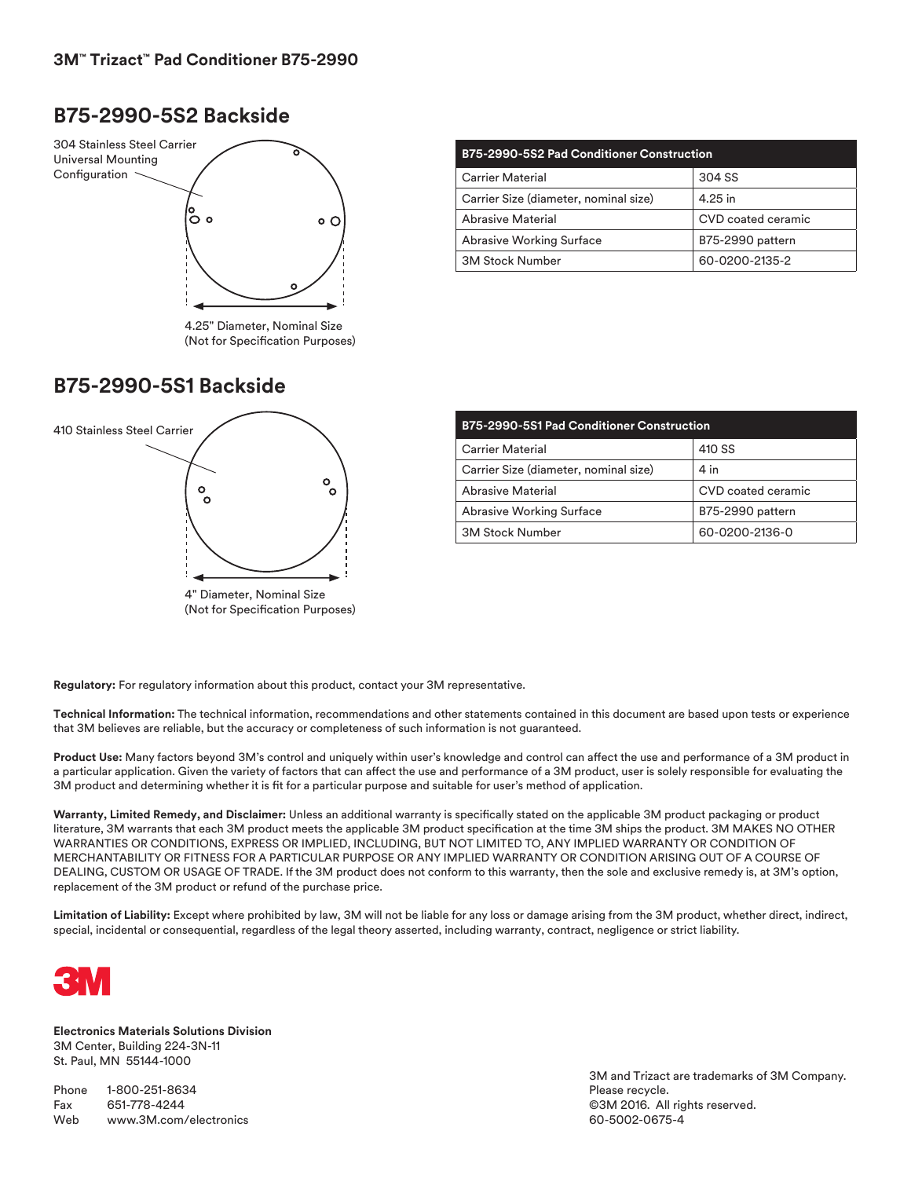# 3M™ Trizact™ Pad Conditioner B75-2990

## B75-2990-5S2 Backside

304 Stainless Steel Carrier
Universal Mounting
Configuration

4.25" Diameter, Nominal Size
(Not for Specification Purposes)

| B75-2990-5S2 Pad Conditioner Construction | |
|---|---|
| Carrier Material | 304 SS |
| Carrier Size (diameter, nominal size) | 4.25 in |
| Abrasive Material | CVD coated ceramic |
| Abrasive Working Surface | B75-2990 pattern |
| 3M Stock Number | 60-0200-2135-2 |

## B75-2990-5S1 Backside

410 Stainless Steel Carrier

4" Diameter, Nominal Size
(Not for Specification Purposes)

| B75-2990-5S1 Pad Conditioner Construction | |
|---|---|
| Carrier Material | 410 SS |
| Carrier Size (diameter, nominal size) | 4 in |
| Abrasive Material | CVD coated ceramic |
| Abrasive Working Surface | B75-2990 pattern |
| 3M Stock Number | 60-0200-2136-0 |

**Regulatory:** For regulatory information about this product, contact your 3M representative.

**Technical Information:** The technical information, recommendations and other statements contained in this document are based upon tests or experience that 3M believes are reliable, but the accuracy or completeness of such information is not guaranteed.

**Product Use:** Many factors beyond 3M's control and uniquely within user's knowledge and control can affect the use and performance of a 3M product in a particular application. Given the variety of factors that can affect the use and performance of a 3M product, user is solely responsible for evaluating the 3M product and determining whether it is fit for a particular purpose and suitable for user's method of application.

**Warranty, Limited Remedy, and Disclaimer:** Unless an additional warranty is specifically stated on the applicable 3M product packaging or product literature, 3M warrants that each 3M product meets the applicable 3M product specification at the time 3M ships the product. 3M MAKES NO OTHER WARRANTIES OR CONDITIONS, EXPRESS OR IMPLIED, INCLUDING, BUT NOT LIMITED TO, ANY IMPLIED WARRANTY OR CONDITION OF MERCHANTABILITY OR FITNESS FOR A PARTICULAR PURPOSE OR ANY IMPLIED WARRANTY OR CONDITION ARISING OUT OF A COURSE OF DEALING, CUSTOM OR USAGE OF TRADE. If the 3M product does not conform to this warranty, then the sole and exclusive remedy is, at 3M's option, replacement of the 3M product or refund of the purchase price.

**Limitation of Liability:** Except where prohibited by law, 3M will not be liable for any loss or damage arising from the 3M product, whether direct, indirect, special, incidental or consequential, regardless of the legal theory asserted, including warranty, contract, negligence or strict liability.

3M

**Electronics Materials Solutions Division**
3M Center, Building 224-3N-11
St. Paul, MN 55144-1000

Phone 1-800-251-8634
Fax 651-778-4244
Web www.3M.com/electronics

3M and Trizact are trademarks of 3M Company.
Please recycle.
©3M 2016. All rights reserved.
60-5002-0675-4